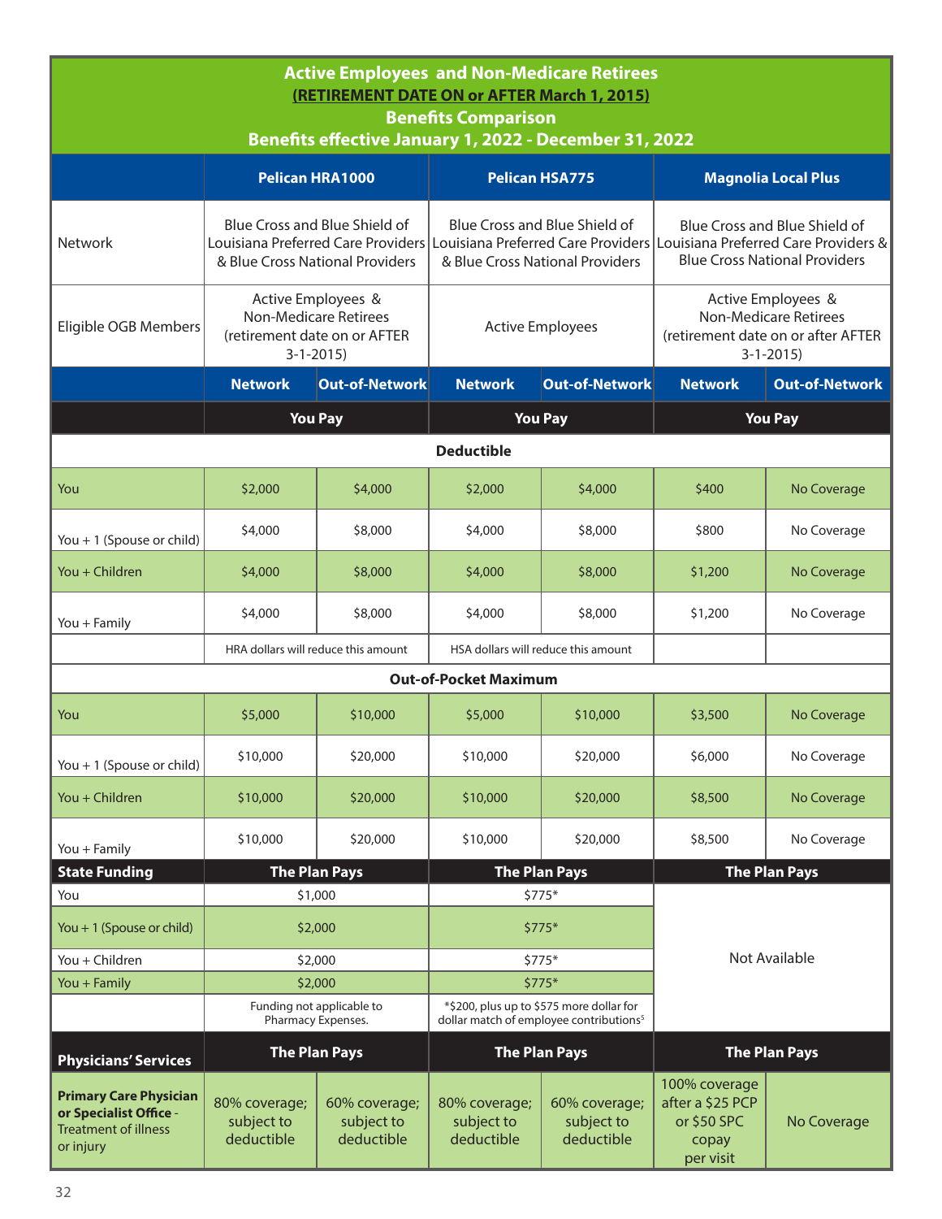# Active Employees and Non-Medicare Retirees

**(RETIREMENT DATE ON or AFTER March 1, 2015)**

**Benefits Comparison**

**Benefits effective January 1, 2022 - December 31, 2022**

| | Pelican HRA1000 | | Pelican HSA775 | | Magnolia Local Plus | |
|---|---|---|---|---|---|---|
| Network | Blue Cross and Blue Shield of Louisiana Preferred Care Providers & Blue Cross National Providers | | Blue Cross and Blue Shield of Louisiana Preferred Care Providers & Blue Cross National Providers | | Blue Cross and Blue Shield of Louisiana Preferred Care Providers & Blue Cross National Providers | |
| Eligible OGB Members | Active Employees & Non-Medicare Retirees (retirement date on or AFTER 3-1-2015) | | Active Employees | | Active Employees & Non-Medicare Retirees (retirement date on or after AFTER 3-1-2015) | |
| | **Network** | **Out-of-Network** | **Network** | **Out-of-Network** | **Network** | **Out-of-Network** |
| | **You Pay** | | **You Pay** | | **You Pay** | |
| **Deductible** | | | | | | |
| You | $2,000 | $4,000 | $2,000 | $4,000 | $400 | No Coverage |
| You + 1 (Spouse or child) | $4,000 | $8,000 | $4,000 | $8,000 | $800 | No Coverage |
| You + Children | $4,000 | $8,000 | $4,000 | $8,000 | $1,200 | No Coverage |
| You + Family | $4,000 | $8,000 | $4,000 | $8,000 | $1,200 | No Coverage |
| | HRA dollars will reduce this amount | | HSA dollars will reduce this amount | | | |
| **Out-of-Pocket Maximum** | | | | | | |
| You | $5,000 | $10,000 | $5,000 | $10,000 | $3,500 | No Coverage |
| You + 1 (Spouse or child) | $10,000 | $20,000 | $10,000 | $20,000 | $6,000 | No Coverage |
| You + Children | $10,000 | $20,000 | $10,000 | $20,000 | $8,500 | No Coverage |
| You + Family | $10,000 | $20,000 | $10,000 | $20,000 | $8,500 | No Coverage |
| **State Funding** | **The Plan Pays** | | **The Plan Pays** | | **The Plan Pays** | |
| You | $1,000 | | $775* | | Not Available | |
| You + 1 (Spouse or child) | $2,000 | | $775* | | | |
| You + Children | $2,000 | | $775* | | | |
| You + Family | $2,000 | | $775* | | | |
| | Funding not applicable to Pharmacy Expenses. | | *$200, plus up to $575 more dollar for dollar match of employee contributions[5] | | | |
| **Physicians' Services** | **The Plan Pays** | | **The Plan Pays** | | **The Plan Pays** | |
| **Primary Care Physician or Specialist Office** - Treatment of illness or injury | 80% coverage; subject to deductible | 60% coverage; subject to deductible | 80% coverage; subject to deductible | 60% coverage; subject to deductible | 100% coverage after a $25 PCP or $50 SPC copay per visit | No Coverage |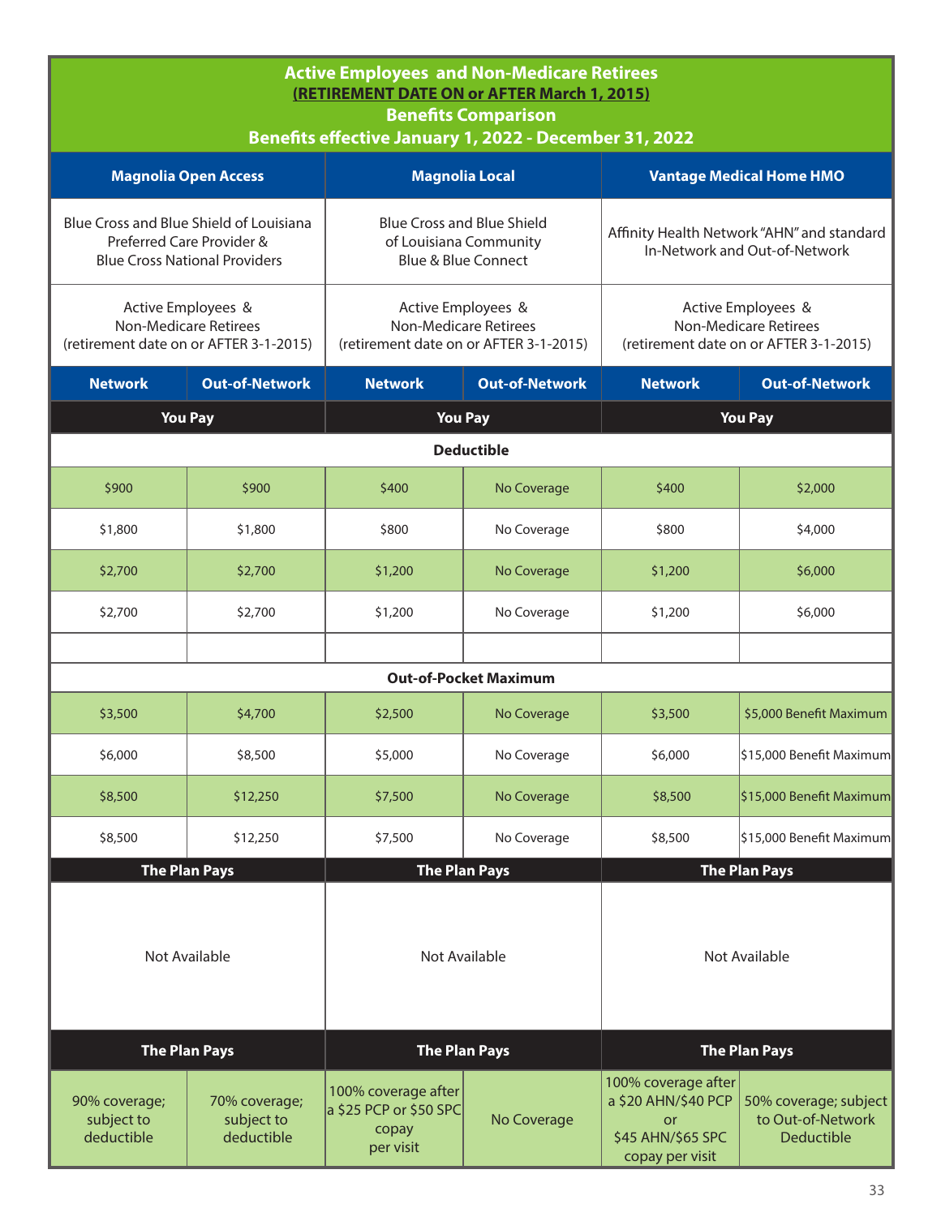# Active Employees and Non-Medicare Retirees
## (RETIREMENT DATE ON or AFTER March 1, 2015)
## Benefits Comparison
## Benefits effective January 1, 2022 - December 31, 2022

| Magnolia Open Access | | Magnolia Local | | Vantage Medical Home HMO | |
|---|---|---|---|---|---|
| Blue Cross and Blue Shield of Louisiana Preferred Care Provider & Blue Cross National Providers | | Blue Cross and Blue Shield of Louisiana Community Blue & Blue Connect | | Affinity Health Network "AHN" and standard In-Network and Out-of-Network | |
| Active Employees & Non-Medicare Retirees (retirement date on or AFTER 3-1-2015) | | Active Employees & Non-Medicare Retirees (retirement date on or AFTER 3-1-2015) | | Active Employees & Non-Medicare Retirees (retirement date on or AFTER 3-1-2015) | |
| **Network** | **Out-of-Network** | **Network** | **Out-of-Network** | **Network** | **Out-of-Network** |
| **You Pay** | | **You Pay** | | **You Pay** | |
| **Deductible** | | | | | |
| $900 | $900 | $400 | No Coverage | $400 | $2,000 |
| $1,800 | $1,800 | $800 | No Coverage | $800 | $4,000 |
| $2,700 | $2,700 | $1,200 | No Coverage | $1,200 | $6,000 |
| $2,700 | $2,700 | $1,200 | No Coverage | $1,200 | $6,000 |
| | | | | | |
| **Out-of-Pocket Maximum** | | | | | |
| $3,500 | $4,700 | $2,500 | No Coverage | $3,500 | $5,000 Benefit Maximum |
| $6,000 | $8,500 | $5,000 | No Coverage | $6,000 | $15,000 Benefit Maximum |
| $8,500 | $12,250 | $7,500 | No Coverage | $8,500 | $15,000 Benefit Maximum |
| $8,500 | $12,250 | $7,500 | No Coverage | $8,500 | $15,000 Benefit Maximum |
| **The Plan Pays** | | **The Plan Pays** | | **The Plan Pays** | |
| Not Available | | Not Available | | Not Available | |
| **The Plan Pays** | | **The Plan Pays** | | **The Plan Pays** | |
| 90% coverage; subject to deductible | 70% coverage; subject to deductible | 100% coverage after a $25 PCP or $50 SPC copay per visit | No Coverage | 100% coverage after a $20 AHN/$40 PCP or $45 AHN/$65 SPC copay per visit | 50% coverage; subject to Out-of-Network Deductible |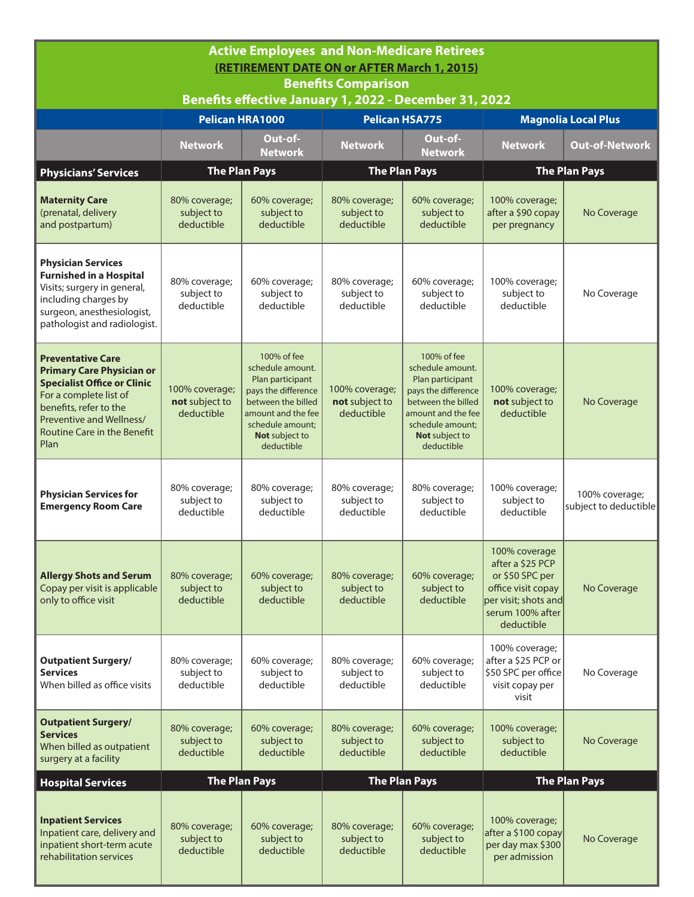# Active Employees and Non-Medicare Retirees
## (RETIREMENT DATE ON or AFTER March 1, 2015)
## Benefits Comparison
## Benefits effective January 1, 2022 - December 31, 2022

| | Pelican HRA1000 | | Pelican HSA775 | | Magnolia Local Plus | |
|---|---|---|---|---|---|---|
| | Network | Out-of-Network | Network | Out-of-Network | Network | Out-of-Network |
| **Physicians' Services** | **The Plan Pays** | | **The Plan Pays** | | **The Plan Pays** | |
| **Maternity Care** (prenatal, delivery and postpartum) | 80% coverage; subject to deductible | 60% coverage; subject to deductible | 80% coverage; subject to deductible | 60% coverage; subject to deductible | 100% coverage; after a $90 copay per pregnancy | No Coverage |
| **Physician Services Furnished in a Hospital** Visits; surgery in general, including charges by surgeon, anesthesiologist, pathologist and radiologist. | 80% coverage; subject to deductible | 60% coverage; subject to deductible | 80% coverage; subject to deductible | 60% coverage; subject to deductible | 100% coverage; subject to deductible | No Coverage |
| **Preventative Care Primary Care Physician or Specialist Office or Clinic** For a complete list of benefits, refer to the Preventive and Wellness/ Routine Care in the Benefit Plan | 100% coverage; **not** subject to deductible | 100% of fee schedule amount. Plan participant pays the difference between the billed amount and the fee schedule amount; **Not** subject to deductible | 100% coverage; **not** subject to deductible | 100% of fee schedule amount. Plan participant pays the difference between the billed amount and the fee schedule amount; **Not** subject to deductible | 100% coverage; **not** subject to deductible | No Coverage |
| **Physician Services for Emergency Room Care** | 80% coverage; subject to deductible | 80% coverage; subject to deductible | 80% coverage; subject to deductible | 80% coverage; subject to deductible | 100% coverage; subject to deductible | 100% coverage; subject to deductible |
| **Allergy Shots and Serum** Copay per visit is applicable only to office visit | 80% coverage; subject to deductible | 60% coverage; subject to deductible | 80% coverage; subject to deductible | 60% coverage; subject to deductible | 100% coverage after a $25 PCP or $50 SPC per office visit copay per visit; shots and serum 100% after deductible | No Coverage |
| **Outpatient Surgery/ Services** When billed as office visits | 80% coverage; subject to deductible | 60% coverage; subject to deductible | 80% coverage; subject to deductible | 60% coverage; subject to deductible | 100% coverage; after a $25 PCP or $50 SPC per office visit copay per visit | No Coverage |
| **Outpatient Surgery/ Services** When billed as outpatient surgery at a facility | 80% coverage; subject to deductible | 60% coverage; subject to deductible | 80% coverage; subject to deductible | 60% coverage; subject to deductible | 100% coverage; subject to deductible | No Coverage |
| **Hospital Services** | **The Plan Pays** | | **The Plan Pays** | | **The Plan Pays** | |
| **Inpatient Services** Inpatient care, delivery and inpatient short-term acute rehabilitation services | 80% coverage; subject to deductible | 60% coverage; subject to deductible | 80% coverage; subject to deductible | 60% coverage; subject to deductible | 100% coverage; after a $100 copay per day max $300 per admission | No Coverage |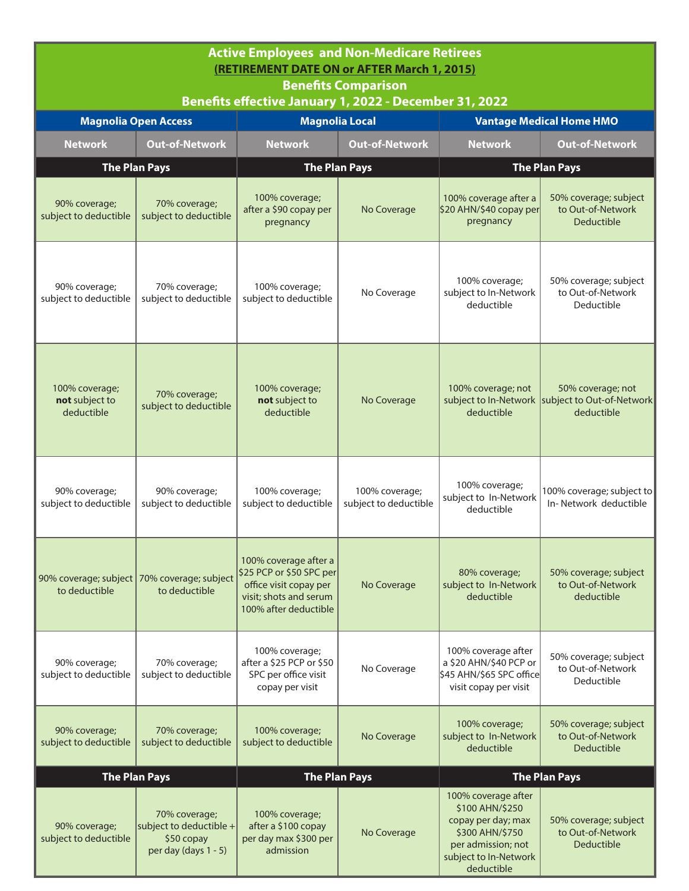## Active Employees and Non-Medicare Retirees
**(RETIREMENT DATE ON or AFTER March 1, 2015)**
**Benefits Comparison**
**Benefits effective January 1, 2022 - December 31, 2022**

| Magnolia Open Access | | Magnolia Local | | Vantage Medical Home HMO | |
|---|---|---|---|---|---|
| **Network** | **Out-of-Network** | **Network** | **Out-of-Network** | **Network** | **Out-of-Network** |
| **The Plan Pays** | | **The Plan Pays** | | **The Plan Pays** | |
| 90% coverage; subject to deductible | 70% coverage; subject to deductible | 100% coverage; after a $90 copay per pregnancy | No Coverage | 100% coverage after a $20 AHN/$40 copay per pregnancy | 50% coverage; subject to Out-of-Network Deductible |
| 90% coverage; subject to deductible | 70% coverage; subject to deductible | 100% coverage; subject to deductible | No Coverage | 100% coverage; subject to In-Network deductible | 50% coverage; subject to Out-of-Network Deductible |
| 100% coverage; **not** subject to deductible | 70% coverage; subject to deductible | 100% coverage; **not** subject to deductible | No Coverage | 100% coverage; not subject to In-Network deductible | 50% coverage; not subject to Out-of-Network deductible |
| 90% coverage; subject to deductible | 90% coverage; subject to deductible | 100% coverage; subject to deductible | 100% coverage; subject to deductible | 100% coverage; subject to In-Network deductible | 100% coverage; subject to In- Network deductible |
| 90% coverage; subject to deductible | 70% coverage; subject to deductible | 100% coverage after a $25 PCP or $50 SPC per office visit copay per visit; shots and serum 100% after deductible | No Coverage | 80% coverage; subject to In-Network deductible | 50% coverage; subject to Out-of-Network deductible |
| 90% coverage; subject to deductible | 70% coverage; subject to deductible | 100% coverage; after a $25 PCP or $50 SPC per office visit copay per visit | No Coverage | 100% coverage after a $20 AHN/$40 PCP or $45 AHN/$65 SPC office visit copay per visit | 50% coverage; subject to Out-of-Network Deductible |
| 90% coverage; subject to deductible | 70% coverage; subject to deductible | 100% coverage; subject to deductible | No Coverage | 100% coverage; subject to In-Network deductible | 50% coverage; subject to Out-of-Network Deductible |
| **The Plan Pays** | | **The Plan Pays** | | **The Plan Pays** | |
| 90% coverage; subject to deductible | 70% coverage; subject to deductible + $50 copay per day (days 1 - 5) | 100% coverage; after a $100 copay per day max $300 per admission | No Coverage | 100% coverage after $100 AHN/$250 copay per day; max $300 AHN/$750 per admission; not subject to In-Network deductible | 50% coverage; subject to Out-of-Network Deductible |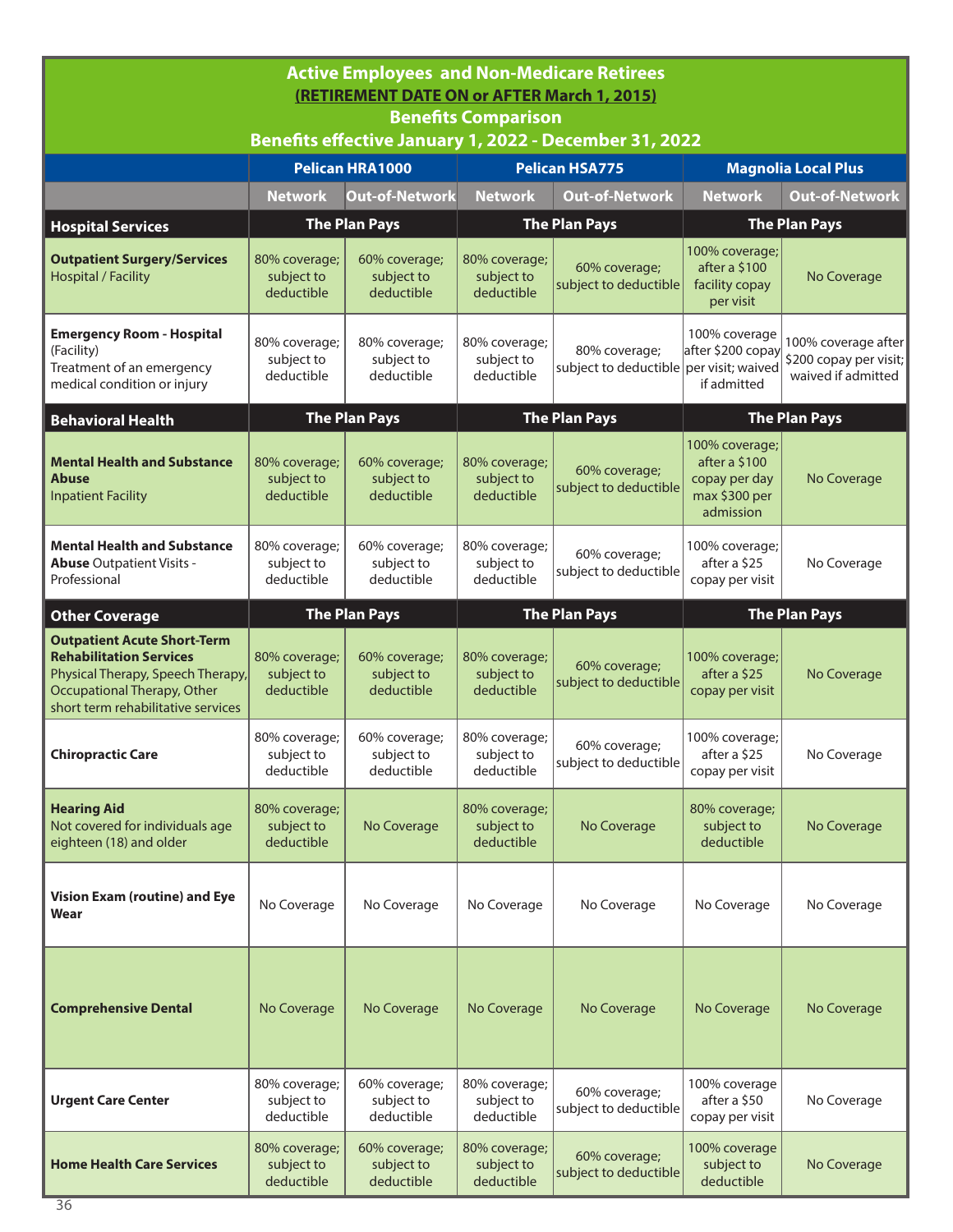## Active Employees and Non-Medicare Retirees
## (RETIREMENT DATE ON or AFTER March 1, 2015)
## Benefits Comparison
## Benefits effective January 1, 2022 - December 31, 2022

| | Pelican HRA1000 | | Pelican HSA775 | | Magnolia Local Plus | |
|---|---|---|---|---|---|---|
| | Network | Out-of-Network | Network | Out-of-Network | Network | Out-of-Network |
| **Hospital Services** | The Plan Pays | | The Plan Pays | | The Plan Pays | |
| **Outpatient Surgery/Services** Hospital / Facility | 80% coverage; subject to deductible | 60% coverage; subject to deductible | 80% coverage; subject to deductible | 60% coverage; subject to deductible | 100% coverage; after a $100 facility copay per visit | No Coverage |
| **Emergency Room - Hospital** (Facility) Treatment of an emergency medical condition or injury | 80% coverage; subject to deductible | 80% coverage; subject to deductible | 80% coverage; subject to deductible | 80% coverage; subject to deductible | 100% coverage after $200 copay per visit; waived if admitted | 100% coverage after $200 copay per visit; waived if admitted |
| **Behavioral Health** | The Plan Pays | | The Plan Pays | | The Plan Pays | |
| **Mental Health and Substance Abuse** Inpatient Facility | 80% coverage; subject to deductible | 60% coverage; subject to deductible | 80% coverage; subject to deductible | 60% coverage; subject to deductible | 100% coverage; after a $100 copay per day max $300 per admission | No Coverage |
| **Mental Health and Substance Abuse** Outpatient Visits - Professional | 80% coverage; subject to deductible | 60% coverage; subject to deductible | 80% coverage; subject to deductible | 60% coverage; subject to deductible | 100% coverage; after a $25 copay per visit | No Coverage |
| **Other Coverage** | The Plan Pays | | The Plan Pays | | The Plan Pays | |
| **Outpatient Acute Short-Term Rehabilitation Services** Physical Therapy, Speech Therapy, Occupational Therapy, Other short term rehabilitative services | 80% coverage; subject to deductible | 60% coverage; subject to deductible | 80% coverage; subject to deductible | 60% coverage; subject to deductible | 100% coverage; after a $25 copay per visit | No Coverage |
| **Chiropractic Care** | 80% coverage; subject to deductible | 60% coverage; subject to deductible | 80% coverage; subject to deductible | 60% coverage; subject to deductible | 100% coverage; after a $25 copay per visit | No Coverage |
| **Hearing Aid** Not covered for individuals age eighteen (18) and older | 80% coverage; subject to deductible | No Coverage | 80% coverage; subject to deductible | No Coverage | 80% coverage; subject to deductible | No Coverage |
| **Vision Exam (routine) and Eye Wear** | No Coverage | No Coverage | No Coverage | No Coverage | No Coverage | No Coverage |
| **Comprehensive Dental** | No Coverage | No Coverage | No Coverage | No Coverage | No Coverage | No Coverage |
| **Urgent Care Center** | 80% coverage; subject to deductible | 60% coverage; subject to deductible | 80% coverage; subject to deductible | 60% coverage; subject to deductible | 100% coverage after a $50 copay per visit | No Coverage |
| **Home Health Care Services** | 80% coverage; subject to deductible | 60% coverage; subject to deductible | 80% coverage; subject to deductible | 60% coverage; subject to deductible | 100% coverage subject to deductible | No Coverage |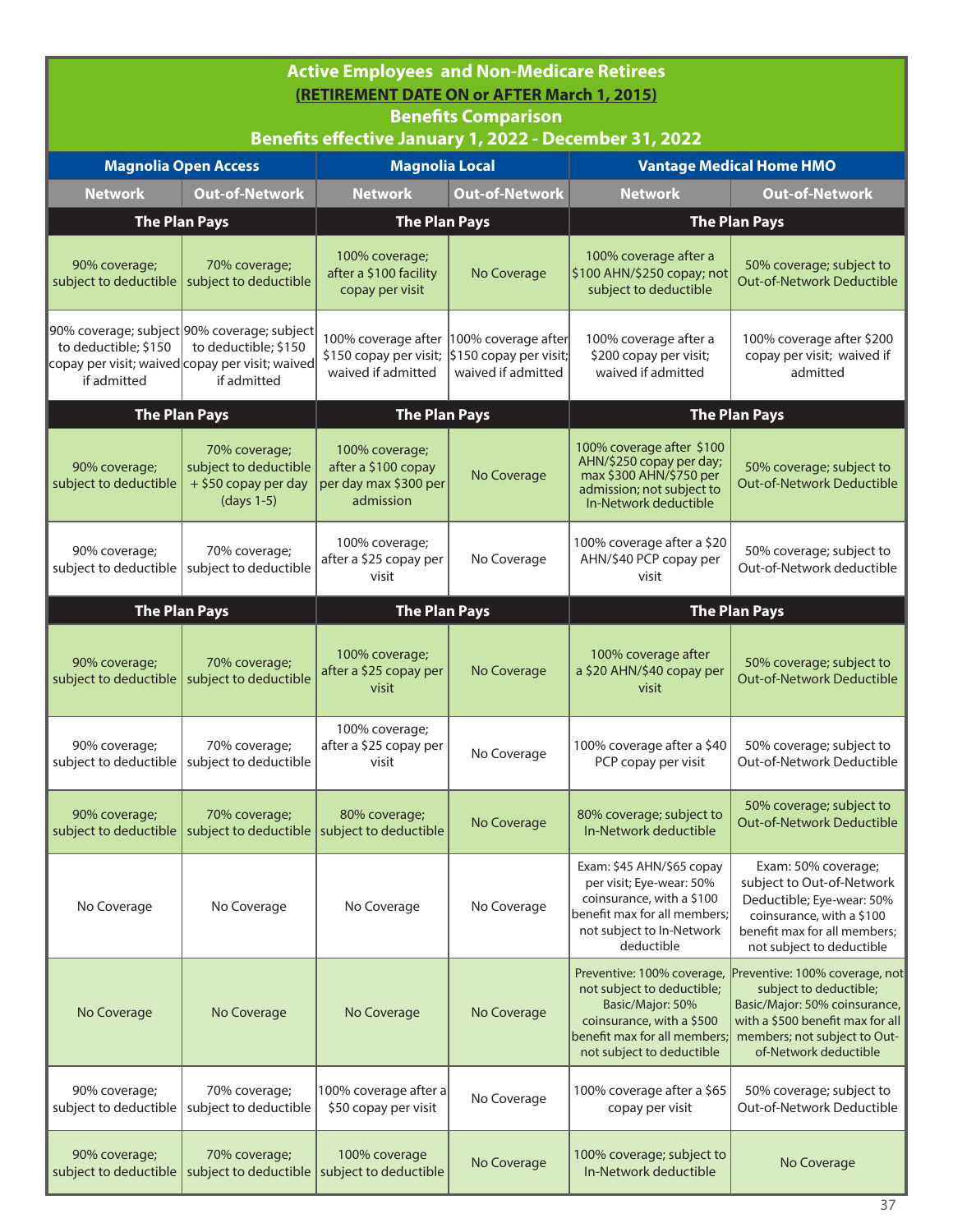## Active Employees and Non-Medicare Retirees
### (RETIREMENT DATE ON or AFTER March 1, 2015)
### Benefits Comparison
### Benefits effective January 1, 2022 - December 31, 2022

| Magnolia Open Access | | Magnolia Local | | Vantage Medical Home HMO | |
|---|---|---|---|---|---|
| **Network** | **Out-of-Network** | **Network** | **Out-of-Network** | **Network** | **Out-of-Network** |
| **The Plan Pays** | | **The Plan Pays** | | **The Plan Pays** | |
| 90% coverage; subject to deductible | 70% coverage; subject to deductible | 100% coverage; after a $100 facility copay per visit | No Coverage | 100% coverage after a $100 AHN/$250 copay; not subject to deductible | 50% coverage; subject to Out-of-Network Deductible |
| 90% coverage; subject to deductible; $150 copay per visit; waived if admitted | 90% coverage; subject to deductible; $150 copay per visit; waived if admitted | 100% coverage after $150 copay per visit; waived if admitted | 100% coverage after $150 copay per visit; waived if admitted | 100% coverage after a $200 copay per visit; waived if admitted | 100% coverage after $200 copay per visit; waived if admitted |
| **The Plan Pays** | | **The Plan Pays** | | **The Plan Pays** | |
| 90% coverage; subject to deductible | 70% coverage; subject to deductible + $50 copay per day (days 1-5) | 100% coverage; after a $100 copay per day max $300 per admission | No Coverage | 100% coverage after $100 AHN/$250 copay per day; max $300 AHN/$750 per admission; not subject to In-Network deductible | 50% coverage; subject to Out-of-Network Deductible |
| 90% coverage; subject to deductible | 70% coverage; subject to deductible | 100% coverage; after a $25 copay per visit | No Coverage | 100% coverage after a $20 AHN/$40 PCP copay per visit | 50% coverage; subject to Out-of-Network deductible |
| **The Plan Pays** | | **The Plan Pays** | | **The Plan Pays** | |
| 90% coverage; subject to deductible | 70% coverage; subject to deductible | 100% coverage; after a $25 copay per visit | No Coverage | 100% coverage after a $20 AHN/$40 copay per visit | 50% coverage; subject to Out-of-Network Deductible |
| 90% coverage; subject to deductible | 70% coverage; subject to deductible | 100% coverage; after a $25 copay per visit | No Coverage | 100% coverage after a $40 PCP copay per visit | 50% coverage; subject to Out-of-Network Deductible |
| 90% coverage; subject to deductible | 70% coverage; subject to deductible | 80% coverage; subject to deductible | No Coverage | 80% coverage; subject to In-Network deductible | 50% coverage; subject to Out-of-Network Deductible |
| No Coverage | No Coverage | No Coverage | No Coverage | Exam: $45 AHN/$65 copay per visit; Eye-wear: 50% coinsurance, with a $100 benefit max for all members; not subject to In-Network deductible | Exam: 50% coverage; subject to Out-of-Network Deductible; Eye-wear: 50% coinsurance, with a $100 benefit max for all members; not subject to deductible |
| No Coverage | No Coverage | No Coverage | No Coverage | Preventive: 100% coverage, not subject to deductible; Basic/Major: 50% coinsurance, with a $500 benefit max for all members; not subject to deductible | Preventive: 100% coverage, not subject to deductible; Basic/Major: 50% coinsurance, with a $500 benefit max for all members; not subject to Out-of-Network deductible |
| 90% coverage; subject to deductible | 70% coverage; subject to deductible | 100% coverage after a $50 copay per visit | No Coverage | 100% coverage after a $65 copay per visit | 50% coverage; subject to Out-of-Network Deductible |
| 90% coverage; subject to deductible | 70% coverage; subject to deductible | 100% coverage subject to deductible | No Coverage | 100% coverage; subject to In-Network deductible | No Coverage |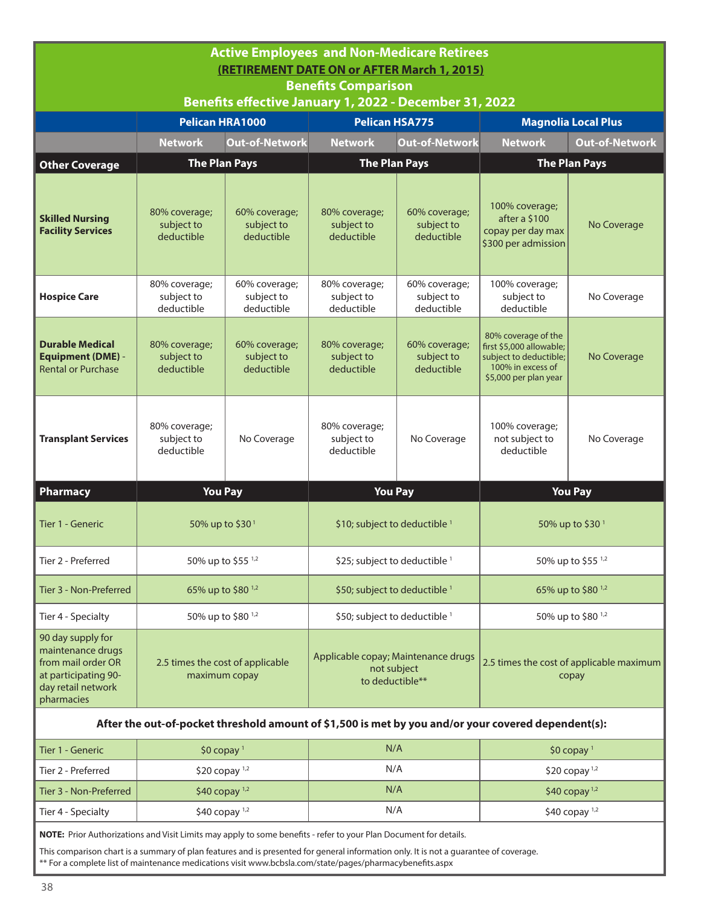# Active Employees and Non-Medicare Retirees
## (RETIREMENT DATE ON or AFTER March 1, 2015)
## Benefits Comparison
## Benefits effective January 1, 2022 - December 31, 2022

| | Pelican HRA1000 | | Pelican HSA775 | | Magnolia Local Plus | |
|---|---|---|---|---|---|---|
| | Network | Out-of-Network | Network | Out-of-Network | Network | Out-of-Network |
| **Other Coverage** | The Plan Pays | | The Plan Pays | | The Plan Pays | |
| **Skilled Nursing Facility Services** | 80% coverage; subject to deductible | 60% coverage; subject to deductible | 80% coverage; subject to deductible | 60% coverage; subject to deductible | 100% coverage; after a $100 copay per day max $300 per admission | No Coverage |
| **Hospice Care** | 80% coverage; subject to deductible | 60% coverage; subject to deductible | 80% coverage; subject to deductible | 60% coverage; subject to deductible | 100% coverage; subject to deductible | No Coverage |
| **Durable Medical Equipment (DME)** - Rental or Purchase | 80% coverage; subject to deductible | 60% coverage; subject to deductible | 80% coverage; subject to deductible | 60% coverage; subject to deductible | 80% coverage of the first $5,000 allowable; subject to deductible; 100% in excess of $5,000 per plan year | No Coverage |
| **Transplant Services** | 80% coverage; subject to deductible | No Coverage | 80% coverage; subject to deductible | No Coverage | 100% coverage; not subject to deductible | No Coverage |
| **Pharmacy** | You Pay | | You Pay | | You Pay | |
| Tier 1 - Generic | 50% up to $30 [1] | | $10; subject to deductible [1] | | 50% up to $30 [1] | |
| Tier 2 - Preferred | 50% up to $55 [1,2] | | $25; subject to deductible [1] | | 50% up to $55 [1,2] | |
| Tier 3 - Non-Preferred | 65% up to $80 [1,2] | | $50; subject to deductible [1] | | 65% up to $80 [1,2] | |
| Tier 4 - Specialty | 50% up to $80 [1,2] | | $50; subject to deductible [1] | | 50% up to $80 [1,2] | |
| 90 day supply for maintenance drugs from mail order OR at participating 90-day retail network pharmacies | 2.5 times the cost of applicable maximum copay | | Applicable copay; Maintenance drugs not subject to deductible** | | 2.5 times the cost of applicable maximum copay | |
| **After the out-of-pocket threshold amount of $1,500 is met by you and/or your covered dependent(s):** | | | | | | |
| Tier 1 - Generic | $0 copay [1] | | N/A | | $0 copay [1] | |
| Tier 2 - Preferred | $20 copay [1,2] | | N/A | | $20 copay [1,2] | |
| Tier 3 - Non-Preferred | $40 copay [1,2] | | N/A | | $40 copay [1,2] | |
| Tier 4 - Specialty | $40 copay [1,2] | | N/A | | $40 copay [1,2] | |

**NOTE:** Prior Authorizations and Visit Limits may apply to some benefits - refer to your Plan Document for details.

This comparison chart is a summary of plan features and is presented for general information only. It is not a guarantee of coverage.

** For a complete list of maintenance medications visit www.bcbsla.com/state/pages/pharmacybenefits.aspx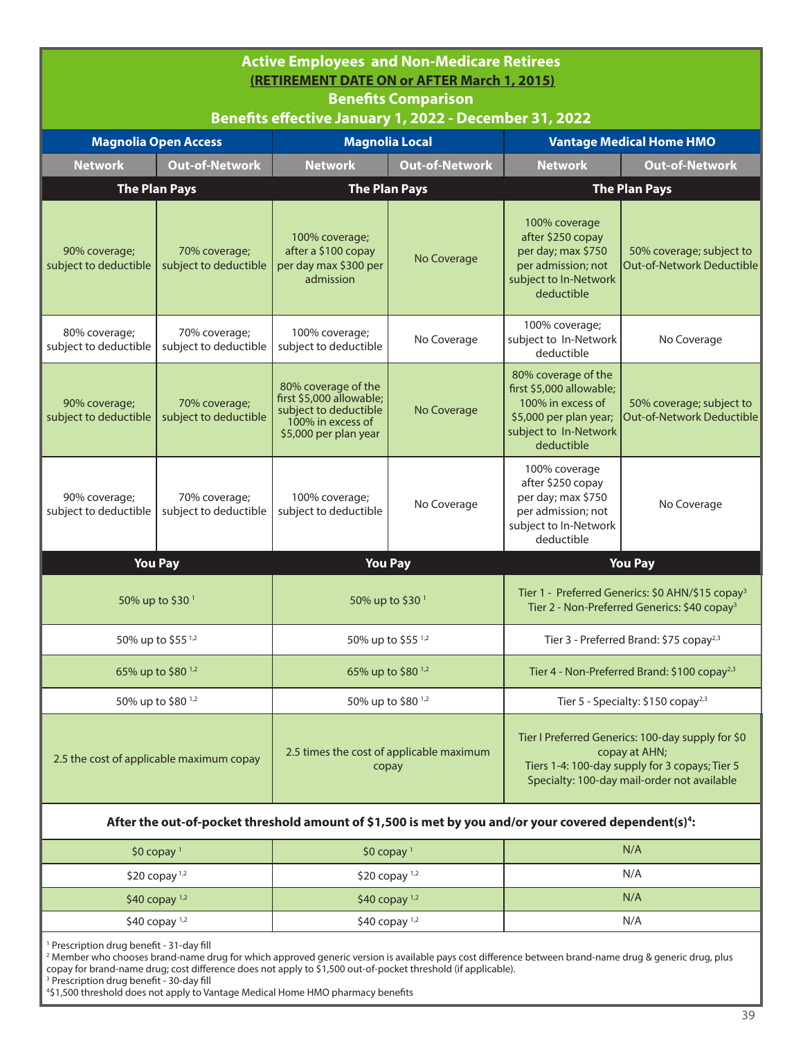# Active Employees and Non-Medicare Retirees

**(RETIREMENT DATE ON or AFTER March 1, 2015)**

**Benefits Comparison**

**Benefits effective January 1, 2022 - December 31, 2022**

| Magnolia Open Access | | Magnolia Local | | Vantage Medical Home HMO | |
|---|---|---|---|---|---|
| **Network** | **Out-of-Network** | **Network** | **Out-of-Network** | **Network** | **Out-of-Network** |
| **The Plan Pays** | | **The Plan Pays** | | **The Plan Pays** | |
| 90% coverage; subject to deductible | 70% coverage; subject to deductible | 100% coverage; after a $100 copay per day max $300 per admission | No Coverage | 100% coverage after $250 copay per day; max $750 per admission; not subject to In-Network deductible | 50% coverage; subject to Out-of-Network Deductible |
| 80% coverage; subject to deductible | 70% coverage; subject to deductible | 100% coverage; subject to deductible | No Coverage | 100% coverage; subject to In-Network deductible | No Coverage |
| 90% coverage; subject to deductible | 70% coverage; subject to deductible | 80% coverage of the first $5,000 allowable; subject to deductible 100% in excess of $5,000 per plan year | No Coverage | 80% coverage of the first $5,000 allowable; 100% in excess of $5,000 per plan year; subject to In-Network deductible | 50% coverage; subject to Out-of-Network Deductible |
| 90% coverage; subject to deductible | 70% coverage; subject to deductible | 100% coverage; subject to deductible | No Coverage | 100% coverage after $250 copay per day; max $750 per admission; not subject to In-Network deductible | No Coverage |
| **You Pay** | | **You Pay** | | **You Pay** | |
| 50% up to $30 [1] | | 50% up to $30 [1] | | Tier 1 - Preferred Generics: $0 AHN/$15 copay[3] Tier 2 - Non-Preferred Generics: $40 copay[3] | |
| 50% up to $55 [1,2] | | 50% up to $55 [1,2] | | Tier 3 - Preferred Brand: $75 copay[2,3] | |
| 65% up to $80 [1,2] | | 65% up to $80 [1,2] | | Tier 4 - Non-Preferred Brand: $100 copay[2,3] | |
| 50% up to $80 [1,2] | | 50% up to $80 [1,2] | | Tier 5 - Specialty: $150 copay[2,3] | |
| 2.5 the cost of applicable maximum copay | | 2.5 times the cost of applicable maximum copay | | Tier I Preferred Generics: 100-day supply for $0 copay at AHN; Tiers 1-4: 100-day supply for 3 copays; Tier 5 Specialty: 100-day mail-order not available | |
| **After the out-of-pocket threshold amount of $1,500 is met by you and/or your covered dependent(s)[4]:** | | | | | |
| $0 copay [1] | | $0 copay [1] | | N/A | |
| $20 copay [1,2] | | $20 copay [1,2] | | N/A | |
| $40 copay [1,2] | | $40 copay [1,2] | | N/A | |
| $40 copay [1,2] | | $40 copay [1,2] | | N/A | |

[1] Prescription drug benefit - 31-day fill

[2] Member who chooses brand-name drug for which approved generic version is available pays cost difference between brand-name drug & generic drug, plus copay for brand-name drug; cost difference does not apply to $1,500 out-of-pocket threshold (if applicable).

[3] Prescription drug benefit - 30-day fill

[4] $1,500 threshold does not apply to Vantage Medical Home HMO pharmacy benefits